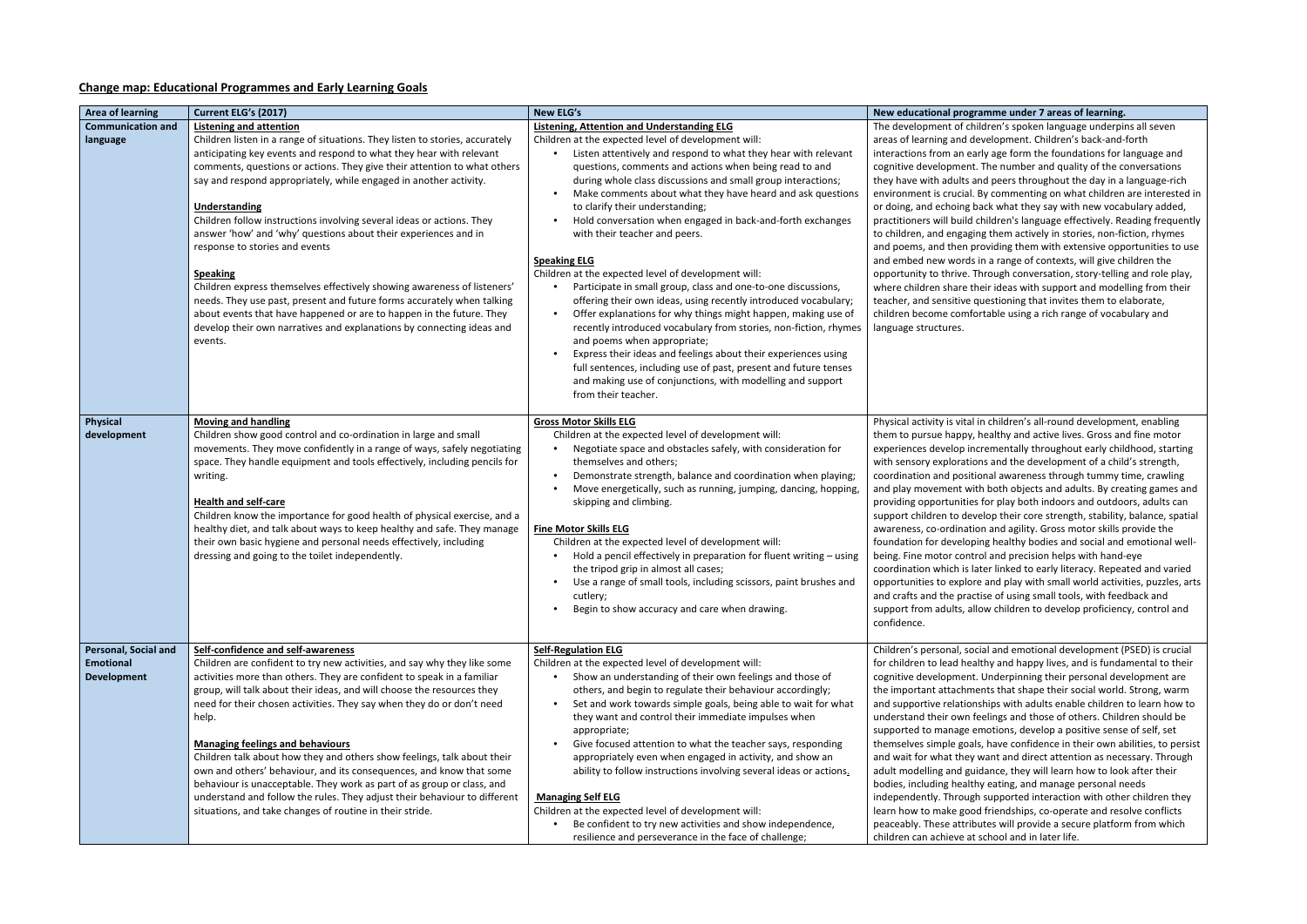## Change map: Educational Programmes and Early Learning Goals

| Area of learning | Current ELG's (2017) | New ELG's | New educational programme under 7 areas of learning. |
|---|---|---|---|
| **Communication and language** | **Listening and attention**<br>Children listen in a range of situations. They listen to stories, accurately anticipating key events and respond to what they hear with relevant comments, questions or actions. They give their attention to what others say and respond appropriately, while engaged in another activity.<br><br>**Understanding**<br>Children follow instructions involving several ideas or actions. They answer 'how' and 'why' questions about their experiences and in response to stories and events<br><br>**Speaking**<br>Children express themselves effectively showing awareness of listeners' needs. They use past, present and future forms accurately when talking about events that have happened or are to happen in the future. They develop their own narratives and explanations by connecting ideas and events. | **Listening, Attention and Understanding ELG**<br>Children at the expected level of development will:<br>• Listen attentively and respond to what they hear with relevant questions, comments and actions when being read to and during whole class discussions and small group interactions;<br>• Make comments about what they have heard and ask questions to clarify their understanding;<br>• Hold conversation when engaged in back-and-forth exchanges with their teacher and peers.<br><br>**Speaking ELG**<br>Children at the expected level of development will:<br>• Participate in small group, class and one-to-one discussions, offering their own ideas, using recently introduced vocabulary;<br>• Offer explanations for why things might happen, making use of recently introduced vocabulary from stories, non-fiction, rhymes and poems when appropriate;<br>• Express their ideas and feelings about their experiences using full sentences, including use of past, present and future tenses and making use of conjunctions, with modelling and support from their teacher. | The development of children's spoken language underpins all seven areas of learning and development. Children's back-and-forth interactions from an early age form the foundations for language and cognitive development. The number and quality of the conversations they have with adults and peers throughout the day in a language-rich environment is crucial. By commenting on what children are interested in or doing, and echoing back what they say with new vocabulary added, practitioners will build children's language effectively. Reading frequently to children, and engaging them actively in stories, non-fiction, rhymes and poems, and then providing them with extensive opportunities to use and embed new words in a range of contexts, will give children the opportunity to thrive. Through conversation, story-telling and role play, where children share their ideas with support and modelling from their teacher, and sensitive questioning that invites them to elaborate, children become comfortable using a rich range of vocabulary and language structures. |
| **Physical development** | **Moving and handling**<br>Children show good control and co-ordination in large and small movements. They move confidently in a range of ways, safely negotiating space. They handle equipment and tools effectively, including pencils for writing.<br><br>**Health and self-care**<br>Children know the importance for good health of physical exercise, and a healthy diet, and talk about ways to keep healthy and safe. They manage their own basic hygiene and personal needs effectively, including dressing and going to the toilet independently. | **Gross Motor Skills ELG**<br>Children at the expected level of development will:<br>• Negotiate space and obstacles safely, with consideration for themselves and others;<br>• Demonstrate strength, balance and coordination when playing;<br>• Move energetically, such as running, jumping, dancing, hopping, skipping and climbing.<br><br>**Fine Motor Skills ELG**<br>Children at the expected level of development will:<br>• Hold a pencil effectively in preparation for fluent writing – using the tripod grip in almost all cases;<br>• Use a range of small tools, including scissors, paint brushes and cutlery;<br>• Begin to show accuracy and care when drawing. | Physical activity is vital in children's all-round development, enabling them to pursue happy, healthy and active lives. Gross and fine motor experiences develop incrementally throughout early childhood, starting with sensory explorations and the development of a child's strength, coordination and positional awareness through tummy time, crawling and play movement with both objects and adults. By creating games and providing opportunities for play both indoors and outdoors, adults can support children to develop their core strength, stability, balance, spatial awareness, co-ordination and agility. Gross motor skills provide the foundation for developing healthy bodies and social and emotional well-being. Fine motor control and precision helps with hand-eye coordination which is later linked to early literacy. Repeated and varied opportunities to explore and play with small world activities, puzzles, arts and crafts and the practise of using small tools, with feedback and support from adults, allow children to develop proficiency, control and confidence. |
| **Personal, Social and Emotional Development** | **Self-confidence and self-awareness**<br>Children are confident to try new activities, and say why they like some activities more than others. They are confident to speak in a familiar group, will talk about their ideas, and will choose the resources they need for their chosen activities. They say when they do or don't need help.<br><br>**Managing feelings and behaviours**<br>Children talk about how they and others show feelings, talk about their own and others' behaviour, and its consequences, and know that some behaviour is unacceptable. They work as part of as group or class, and understand and follow the rules. They adjust their behaviour to different situations, and take changes of routine in their stride. | **Self-Regulation ELG**<br>Children at the expected level of development will:<br>• Show an understanding of their own feelings and those of others, and begin to regulate their behaviour accordingly;<br>• Set and work towards simple goals, being able to wait for what they want and control their immediate impulses when appropriate;<br>• Give focused attention to what the teacher says, responding appropriately even when engaged in activity, and show an ability to follow instructions involving several ideas or actions.<br><br>**Managing Self ELG**<br>Children at the expected level of development will:<br>• Be confident to try new activities and show independence, resilience and perseverance in the face of challenge; | Children's personal, social and emotional development (PSED) is crucial for children to lead healthy and happy lives, and is fundamental to their cognitive development. Underpinning their personal development are the important attachments that shape their social world. Strong, warm and supportive relationships with adults enable children to learn how to understand their own feelings and those of others. Children should be supported to manage emotions, develop a positive sense of self, set themselves simple goals, have confidence in their own abilities, to persist and wait for what they want and direct attention as necessary. Through adult modelling and guidance, they will learn how to look after their bodies, including healthy eating, and manage personal needs independently. Through supported interaction with other children they learn how to make good friendships, co-operate and resolve conflicts peaceably. These attributes will provide a secure platform from which children can achieve at school and in later life. |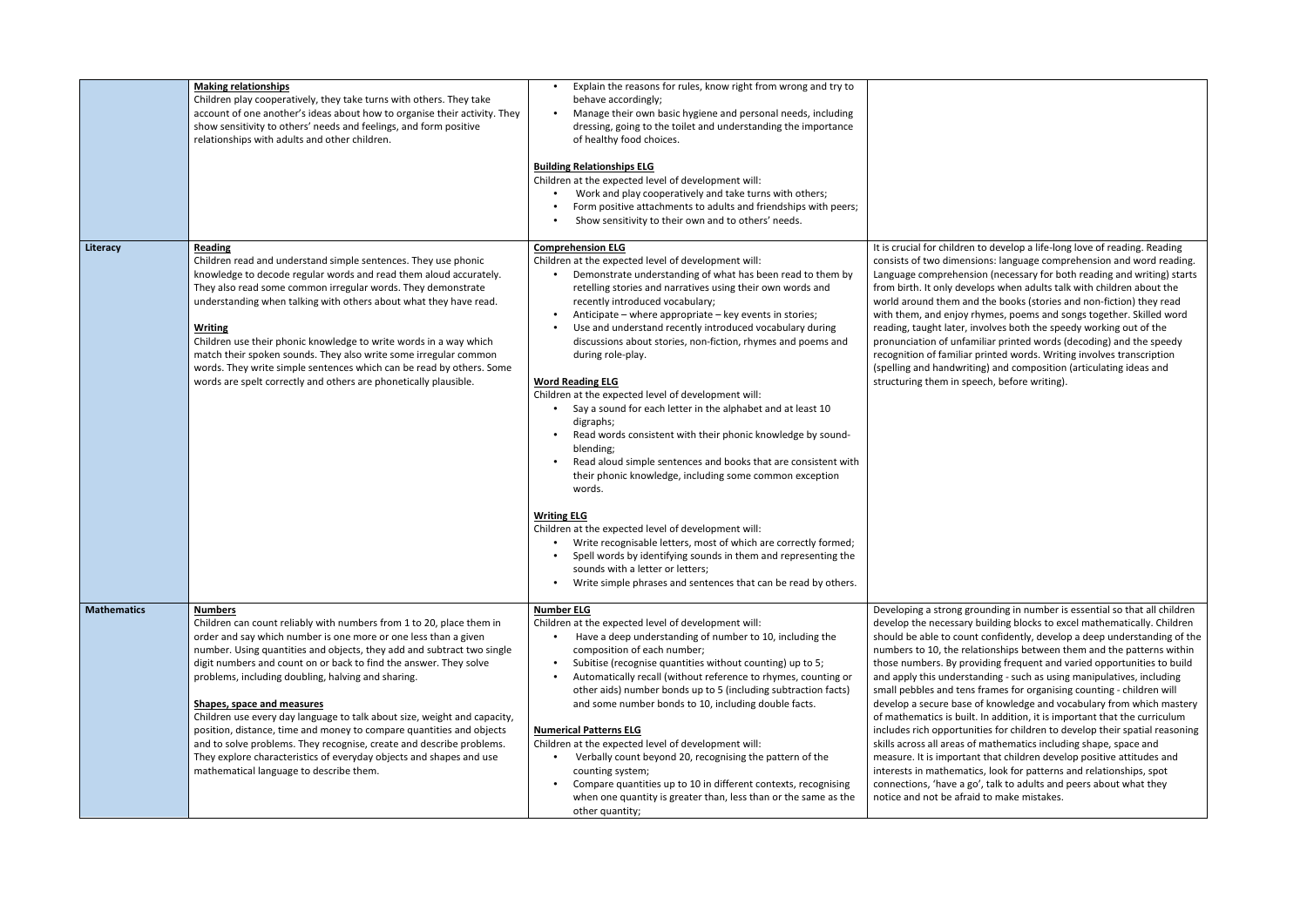| | | | |
|---|---|---|---|
| | **Making relationships**<br>Children play cooperatively, they take turns with others. They take account of one another's ideas about how to organise their activity. They show sensitivity to others' needs and feelings, and form positive relationships with adults and other children. | • Explain the reasons for rules, know right from wrong and try to behave accordingly;<br>• Manage their own basic hygiene and personal needs, including dressing, going to the toilet and understanding the importance of healthy food choices.<br><br>**Building Relationships ELG**<br>Children at the expected level of development will:<br>• Work and play cooperatively and take turns with others;<br>• Form positive attachments to adults and friendships with peers;<br>• Show sensitivity to their own and to others' needs. | |
| **Literacy** | **Reading**<br>Children read and understand simple sentences. They use phonic knowledge to decode regular words and read them aloud accurately. They also read some common irregular words. They demonstrate understanding when talking with others about what they have read.<br><br>**Writing**<br>Children use their phonic knowledge to write words in a way which match their spoken sounds. They also write some irregular common words. They write simple sentences which can be read by others. Some words are spelt correctly and others are phonetically plausible. | **Comprehension ELG**<br>Children at the expected level of development will:<br>• Demonstrate understanding of what has been read to them by retelling stories and narratives using their own words and recently introduced vocabulary;<br>• Anticipate – where appropriate – key events in stories;<br>• Use and understand recently introduced vocabulary during discussions about stories, non-fiction, rhymes and poems and during role-play.<br><br>**Word Reading ELG**<br>Children at the expected level of development will:<br>• Say a sound for each letter in the alphabet and at least 10 digraphs;<br>• Read words consistent with their phonic knowledge by sound-blending;<br>• Read aloud simple sentences and books that are consistent with their phonic knowledge, including some common exception words.<br><br>**Writing ELG**<br>Children at the expected level of development will:<br>• Write recognisable letters, most of which are correctly formed;<br>• Spell words by identifying sounds in them and representing the sounds with a letter or letters;<br>• Write simple phrases and sentences that can be read by others. | It is crucial for children to develop a life-long love of reading. Reading consists of two dimensions: language comprehension and word reading. Language comprehension (necessary for both reading and writing) starts from birth. It only develops when adults talk with children about the world around them and the books (stories and non-fiction) they read with them, and enjoy rhymes, poems and songs together. Skilled word reading, taught later, involves both the speedy working out of the pronunciation of unfamiliar printed words (decoding) and the speedy recognition of familiar printed words. Writing involves transcription (spelling and handwriting) and composition (articulating ideas and structuring them in speech, before writing). |
| **Mathematics** | **Numbers**<br>Children can count reliably with numbers from 1 to 20, place them in order and say which number is one more or one less than a given number. Using quantities and objects, they add and subtract two single digit numbers and count on or back to find the answer. They solve problems, including doubling, halving and sharing.<br><br>**Shapes, space and measures**<br>Children use every day language to talk about size, weight and capacity, position, distance, time and money to compare quantities and objects and to solve problems. They recognise, create and describe problems. They explore characteristics of everyday objects and shapes and use mathematical language to describe them. | **Number ELG**<br>Children at the expected level of development will:<br>• Have a deep understanding of number to 10, including the composition of each number;<br>• Subitise (recognise quantities without counting) up to 5;<br>• Automatically recall (without reference to rhymes, counting or other aids) number bonds up to 5 (including subtraction facts) and some number bonds to 10, including double facts.<br><br>**Numerical Patterns ELG**<br>Children at the expected level of development will:<br>• Verbally count beyond 20, recognising the pattern of the counting system;<br>• Compare quantities up to 10 in different contexts, recognising when one quantity is greater than, less than or the same as the other quantity; | Developing a strong grounding in number is essential so that all children develop the necessary building blocks to excel mathematically. Children should be able to count confidently, develop a deep understanding of the numbers to 10, the relationships between them and the patterns within those numbers. By providing frequent and varied opportunities to build and apply this understanding - such as using manipulatives, including small pebbles and tens frames for organising counting - children will develop a secure base of knowledge and vocabulary from which mastery of mathematics is built. In addition, it is important that the curriculum includes rich opportunities for children to develop their spatial reasoning skills across all areas of mathematics including shape, space and measure. It is important that children develop positive attitudes and interests in mathematics, look for patterns and relationships, spot connections, 'have a go', talk to adults and peers about what they notice and not be afraid to make mistakes. |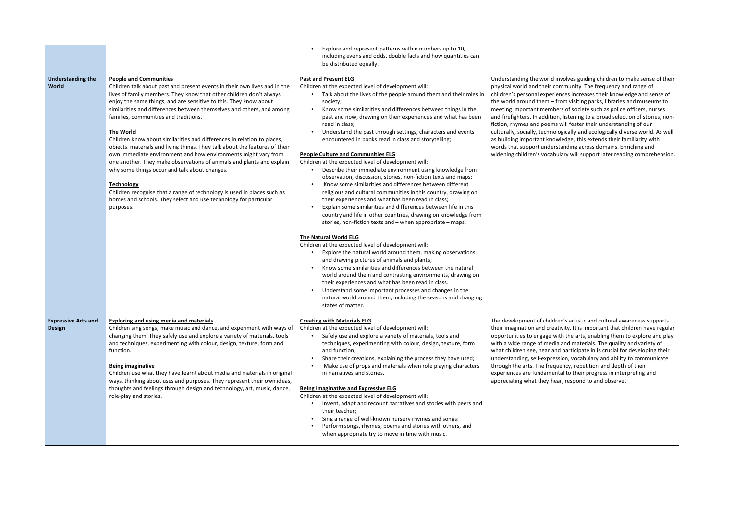| | | | |
|---|---|---|---|
| | | • Explore and represent patterns within numbers up to 10, including evens and odds, double facts and how quantities can be distributed equally. | |
| **Understanding the World** | **People and Communities**<br>Children talk about past and present events in their own lives and in the lives of family members. They know that other children don't always enjoy the same things, and are sensitive to this. They know about similarities and differences between themselves and others, and among families, communities and traditions.<br><br>**The World**<br>Children know about similarities and differences in relation to places, objects, materials and living things. They talk about the features of their own immediate environment and how environments might vary from one another. They make observations of animals and plants and explain why some things occur and talk about changes.<br><br>**Technology**<br>Children recognise that a range of technology is used in places such as homes and schools. They select and use technology for particular purposes. | **Past and Present ELG**<br>Children at the expected level of development will:<br>• Talk about the lives of the people around them and their roles in society;<br>• Know some similarities and differences between things in the past and now, drawing on their experiences and what has been read in class;<br>• Understand the past through settings, characters and events encountered in books read in class and storytelling;<br><br>**People Culture and Communities ELG**<br>Children at the expected level of development will:<br>• Describe their immediate environment using knowledge from observation, discussion, stories, non-fiction texts and maps;<br>• Know some similarities and differences between different religious and cultural communities in this country, drawing on their experiences and what has been read in class;<br>• Explain some similarities and differences between life in this country and life in other countries, drawing on knowledge from stories, non-fiction texts and – when appropriate – maps.<br><br>**The Natural World ELG**<br>Children at the expected level of development will:<br>• Explore the natural world around them, making observations and drawing pictures of animals and plants;<br>• Know some similarities and differences between the natural world around them and contrasting environments, drawing on their experiences and what has been read in class.<br>• Understand some important processes and changes in the natural world around them, including the seasons and changing states of matter. | Understanding the world involves guiding children to make sense of their physical world and their community. The frequency and range of children's personal experiences increases their knowledge and sense of the world around them – from visiting parks, libraries and museums to meeting important members of society such as police officers, nurses and firefighters. In addition, listening to a broad selection of stories, non-fiction, rhymes and poems will foster their understanding of our culturally, socially, technologically and ecologically diverse world. As well as building important knowledge, this extends their familiarity with words that support understanding across domains. Enriching and widening children's vocabulary will support later reading comprehension. |
| **Expressive Arts and Design** | **Exploring and using media and materials**<br>Children sing songs, make music and dance, and experiment with ways of changing them. They safely use and explore a variety of materials, tools and techniques, experimenting with colour, design, texture, form and function.<br><br>**Being imaginative**<br>Children use what they have learnt about media and materials in original ways, thinking about uses and purposes. They represent their own ideas, thoughts and feelings through design and technology, art, music, dance, role-play and stories. | **Creating with Materials ELG**<br>Children at the expected level of development will:<br>• Safely use and explore a variety of materials, tools and techniques, experimenting with colour, design, texture, form and function;<br>• Share their creations, explaining the process they have used;<br>• Make use of props and materials when role playing characters in narratives and stories.<br><br>**Being Imaginative and Expressive ELG**<br>Children at the expected level of development will:<br>• Invent, adapt and recount narratives and stories with peers and their teacher;<br>• Sing a range of well-known nursery rhymes and songs;<br>• Perform songs, rhymes, poems and stories with others, and – when appropriate try to move in time with music. | The development of children's artistic and cultural awareness supports their imagination and creativity. It is important that children have regular opportunities to engage with the arts, enabling them to explore and play with a wide range of media and materials. The quality and variety of what children see, hear and participate in is crucial for developing their understanding, self-expression, vocabulary and ability to communicate through the arts. The frequency, repetition and depth of their experiences are fundamental to their progress in interpreting and appreciating what they hear, respond to and observe. |